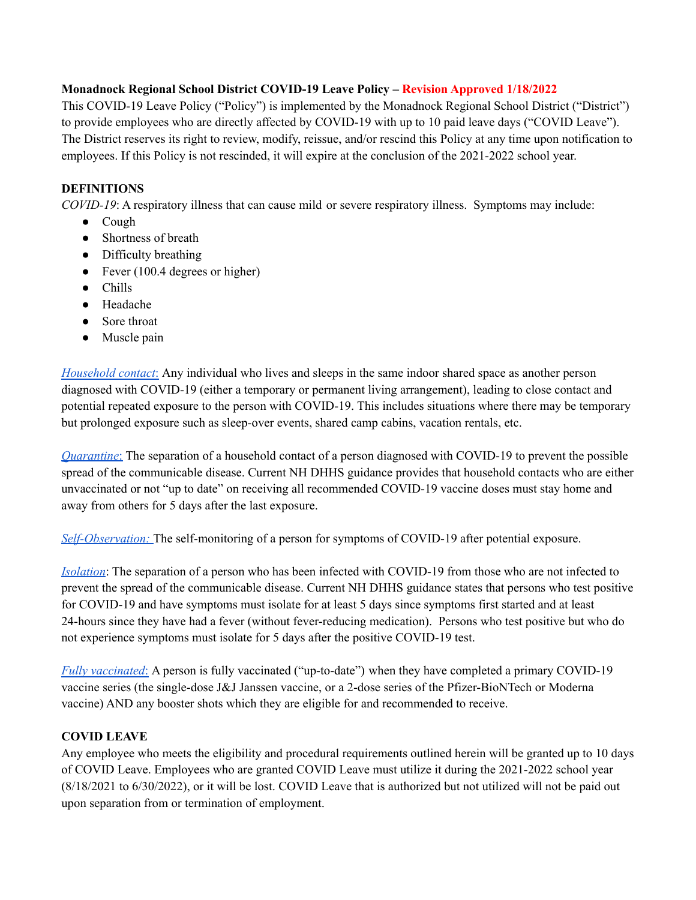**Monadnock Regional School District COVID-19 Leave Policy – Revision Approved 1/18/2022**

This COVID-19 Leave Policy ("Policy") is implemented by the Monadnock Regional School District ("District") to provide employees who are directly affected by COVID-19 with up to 10 paid leave days ("COVID Leave"). The District reserves its right to review, modify, reissue, and/or rescind this Policy at any time upon notification to employees. If this Policy is not rescinded, it will expire at the conclusion of the 2021-2022 school year.

**DEFINITIONS**

*COVID-19*: A respiratory illness that can cause mild or severe respiratory illness. Symptoms may include:

- Cough
- Shortness of breath
- Difficulty breathing
- Fever (100.4 degrees or higher)
- Chills
- Headache
- Sore throat
- Muscle pain

*Household contact*: Any individual who lives and sleeps in the same indoor shared space as another person diagnosed with COVID-19 (either a temporary or permanent living arrangement), leading to close contact and potential repeated exposure to the person with COVID-19. This includes situations where there may be temporary but prolonged exposure such as sleep-over events, shared camp cabins, vacation rentals, etc.

*Quarantine*: The separation of a household contact of a person diagnosed with COVID-19 to prevent the possible spread of the communicable disease. Current NH DHHS guidance provides that household contacts who are either unvaccinated or not "up to date" on receiving all recommended COVID-19 vaccine doses must stay home and away from others for 5 days after the last exposure.

*Self-Observation:* The self-monitoring of a person for symptoms of COVID-19 after potential exposure.

*Isolation*: The separation of a person who has been infected with COVID-19 from those who are not infected to prevent the spread of the communicable disease. Current NH DHHS guidance states that persons who test positive for COVID-19 and have symptoms must isolate for at least 5 days since symptoms first started and at least 24-hours since they have had a fever (without fever-reducing medication). Persons who test positive but who do not experience symptoms must isolate for 5 days after the positive COVID-19 test.

*Fully vaccinated*: A person is fully vaccinated ("up-to-date") when they have completed a primary COVID-19 vaccine series (the single-dose J&J Janssen vaccine, or a 2-dose series of the Pfizer-BioNTech or Moderna vaccine) AND any booster shots which they are eligible for and recommended to receive.

**COVID LEAVE**

Any employee who meets the eligibility and procedural requirements outlined herein will be granted up to 10 days of COVID Leave. Employees who are granted COVID Leave must utilize it during the 2021-2022 school year (8/18/2021 to 6/30/2022), or it will be lost. COVID Leave that is authorized but not utilized will not be paid out upon separation from or termination of employment.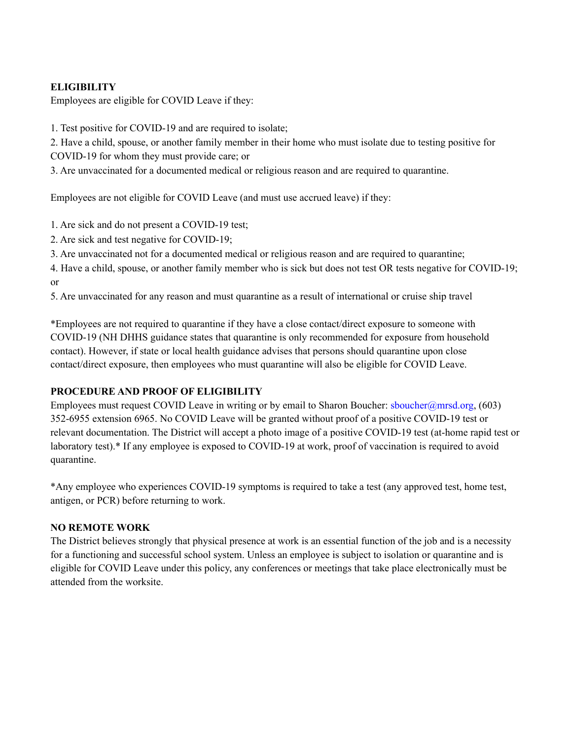**ELIGIBILITY**

Employees are eligible for COVID Leave if they:

1. Test positive for COVID-19 and are required to isolate;
2. Have a child, spouse, or another family member in their home who must isolate due to testing positive for COVID-19 for whom they must provide care; or
3. Are unvaccinated for a documented medical or religious reason and are required to quarantine.

Employees are not eligible for COVID Leave (and must use accrued leave) if they:

1. Are sick and do not present a COVID-19 test;
2. Are sick and test negative for COVID-19;
3. Are unvaccinated not for a documented medical or religious reason and are required to quarantine;
4. Have a child, spouse, or another family member who is sick but does not test OR tests negative for COVID-19; or
5. Are unvaccinated for any reason and must quarantine as a result of international or cruise ship travel

*Employees are not required to quarantine if they have a close contact/direct exposure to someone with COVID-19 (NH DHHS guidance states that quarantine is only recommended for exposure from household contact). However, if state or local health guidance advises that persons should quarantine upon close contact/direct exposure, then employees who must quarantine will also be eligible for COVID Leave.

**PROCEDURE AND PROOF OF ELIGIBILITY**

Employees must request COVID Leave in writing or by email to Sharon Boucher: sboucher@mrsd.org, (603) 352-6955 extension 6965. No COVID Leave will be granted without proof of a positive COVID-19 test or relevant documentation. The District will accept a photo image of a positive COVID-19 test (at-home rapid test or laboratory test).* If any employee is exposed to COVID-19 at work, proof of vaccination is required to avoid quarantine.

*Any employee who experiences COVID-19 symptoms is required to take a test (any approved test, home test, antigen, or PCR) before returning to work.

**NO REMOTE WORK**

The District believes strongly that physical presence at work is an essential function of the job and is a necessity for a functioning and successful school system. Unless an employee is subject to isolation or quarantine and is eligible for COVID Leave under this policy, any conferences or meetings that take place electronically must be attended from the worksite.